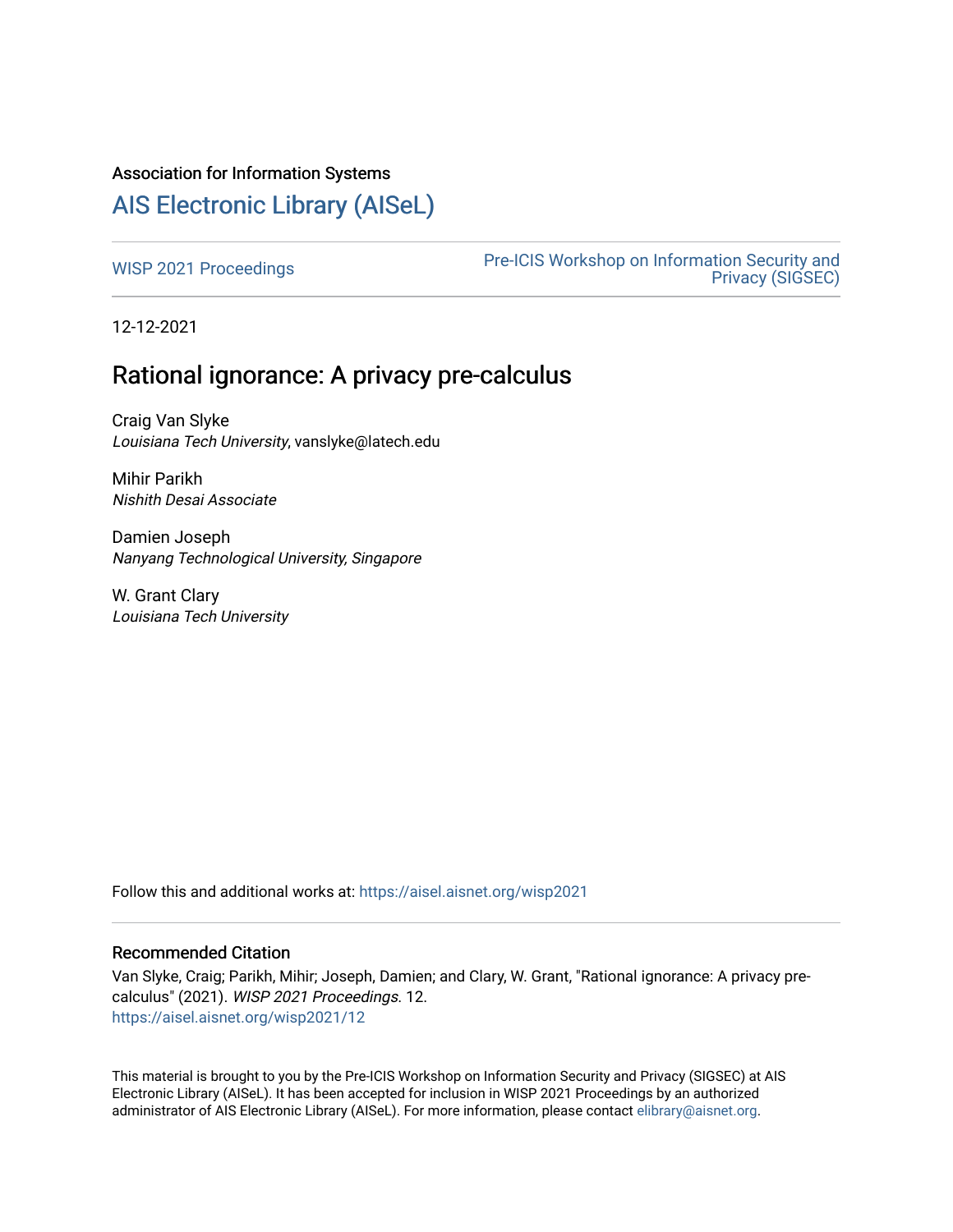Association for Information Systems

# AIS Electronic Library (AISeL)

WISP 2021 Proceedings

Pre-ICIS Workshop on Information Security and Privacy (SIGSEC)

12-12-2021

## Rational ignorance: A privacy pre-calculus

Craig Van Slyke
*Louisiana Tech University*, vanslyke@latech.edu

Mihir Parikh
*Nishith Desai Associate*

Damien Joseph
*Nanyang Technological University, Singapore*

W. Grant Clary
*Louisiana Tech University*

Follow this and additional works at: https://aisel.aisnet.org/wisp2021

### Recommended Citation

Van Slyke, Craig; Parikh, Mihir; Joseph, Damien; and Clary, W. Grant, "Rational ignorance: A privacy pre-calculus" (2021). *WISP 2021 Proceedings*. 12.
https://aisel.aisnet.org/wisp2021/12

This material is brought to you by the Pre-ICIS Workshop on Information Security and Privacy (SIGSEC) at AIS Electronic Library (AISeL). It has been accepted for inclusion in WISP 2021 Proceedings by an authorized administrator of AIS Electronic Library (AISeL). For more information, please contact elibrary@aisnet.org.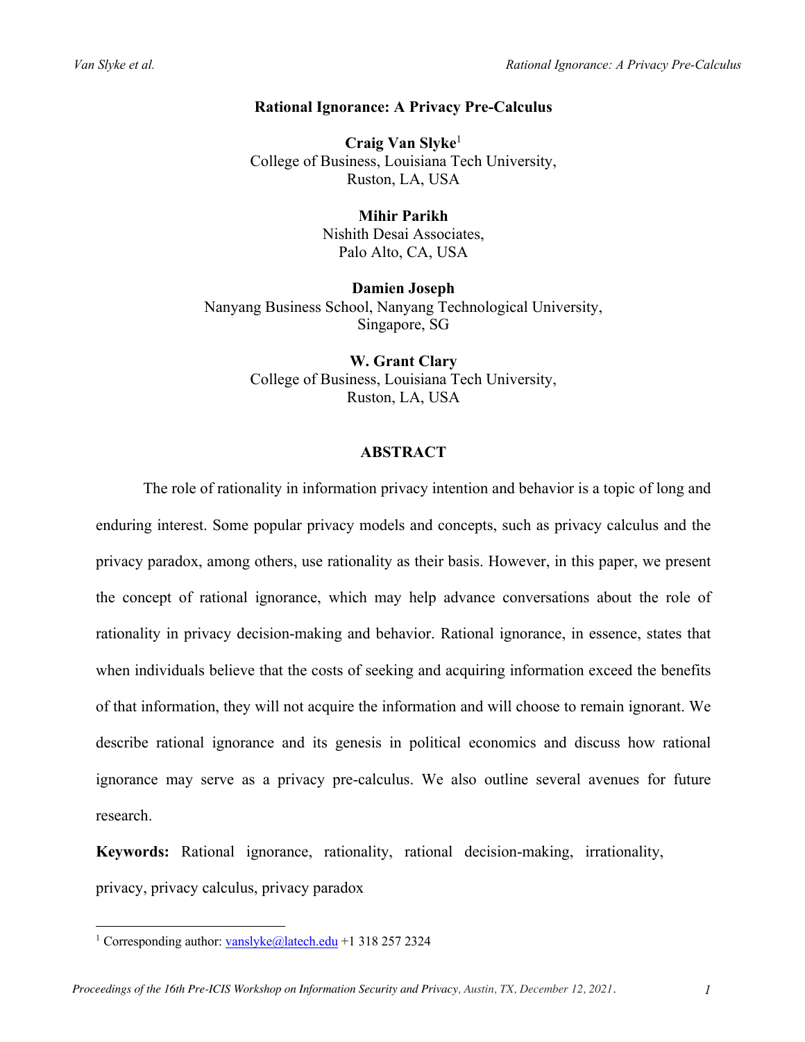# Rational Ignorance: A Privacy Pre-Calculus

**Craig Van Slyke**[1]
College of Business, Louisiana Tech University,
Ruston, LA, USA

**Mihir Parikh**
Nishith Desai Associates,
Palo Alto, CA, USA

**Damien Joseph**
Nanyang Business School, Nanyang Technological University,
Singapore, SG

**W. Grant Clary**
College of Business, Louisiana Tech University,
Ruston, LA, USA

## ABSTRACT

The role of rationality in information privacy intention and behavior is a topic of long and enduring interest. Some popular privacy models and concepts, such as privacy calculus and the privacy paradox, among others, use rationality as their basis. However, in this paper, we present the concept of rational ignorance, which may help advance conversations about the role of rationality in privacy decision-making and behavior. Rational ignorance, in essence, states that when individuals believe that the costs of seeking and acquiring information exceed the benefits of that information, they will not acquire the information and will choose to remain ignorant. We describe rational ignorance and its genesis in political economics and discuss how rational ignorance may serve as a privacy pre-calculus. We also outline several avenues for future research.

**Keywords:** Rational ignorance, rationality, rational decision-making, irrationality, privacy, privacy calculus, privacy paradox

[1] Corresponding author: vanslyke@latech.edu +1 318 257 2324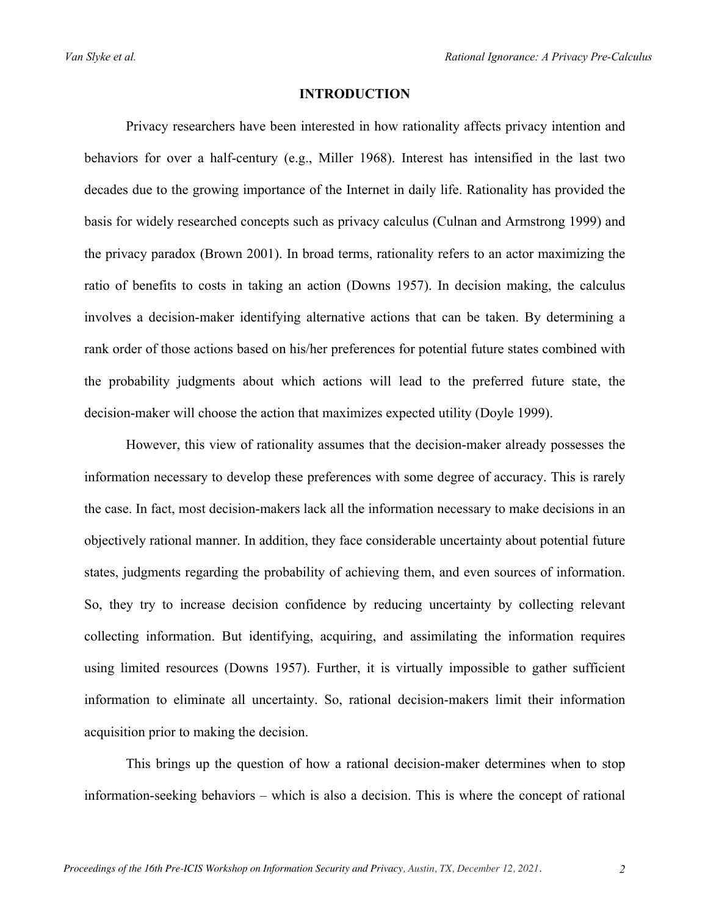## INTRODUCTION

Privacy researchers have been interested in how rationality affects privacy intention and behaviors for over a half-century (e.g., Miller 1968). Interest has intensified in the last two decades due to the growing importance of the Internet in daily life. Rationality has provided the basis for widely researched concepts such as privacy calculus (Culnan and Armstrong 1999) and the privacy paradox (Brown 2001). In broad terms, rationality refers to an actor maximizing the ratio of benefits to costs in taking an action (Downs 1957). In decision making, the calculus involves a decision-maker identifying alternative actions that can be taken. By determining a rank order of those actions based on his/her preferences for potential future states combined with the probability judgments about which actions will lead to the preferred future state, the decision-maker will choose the action that maximizes expected utility (Doyle 1999).

However, this view of rationality assumes that the decision-maker already possesses the information necessary to develop these preferences with some degree of accuracy. This is rarely the case. In fact, most decision-makers lack all the information necessary to make decisions in an objectively rational manner. In addition, they face considerable uncertainty about potential future states, judgments regarding the probability of achieving them, and even sources of information. So, they try to increase decision confidence by reducing uncertainty by collecting relevant collecting information. But identifying, acquiring, and assimilating the information requires using limited resources (Downs 1957). Further, it is virtually impossible to gather sufficient information to eliminate all uncertainty. So, rational decision-makers limit their information acquisition prior to making the decision.

This brings up the question of how a rational decision-maker determines when to stop information-seeking behaviors – which is also a decision. This is where the concept of rational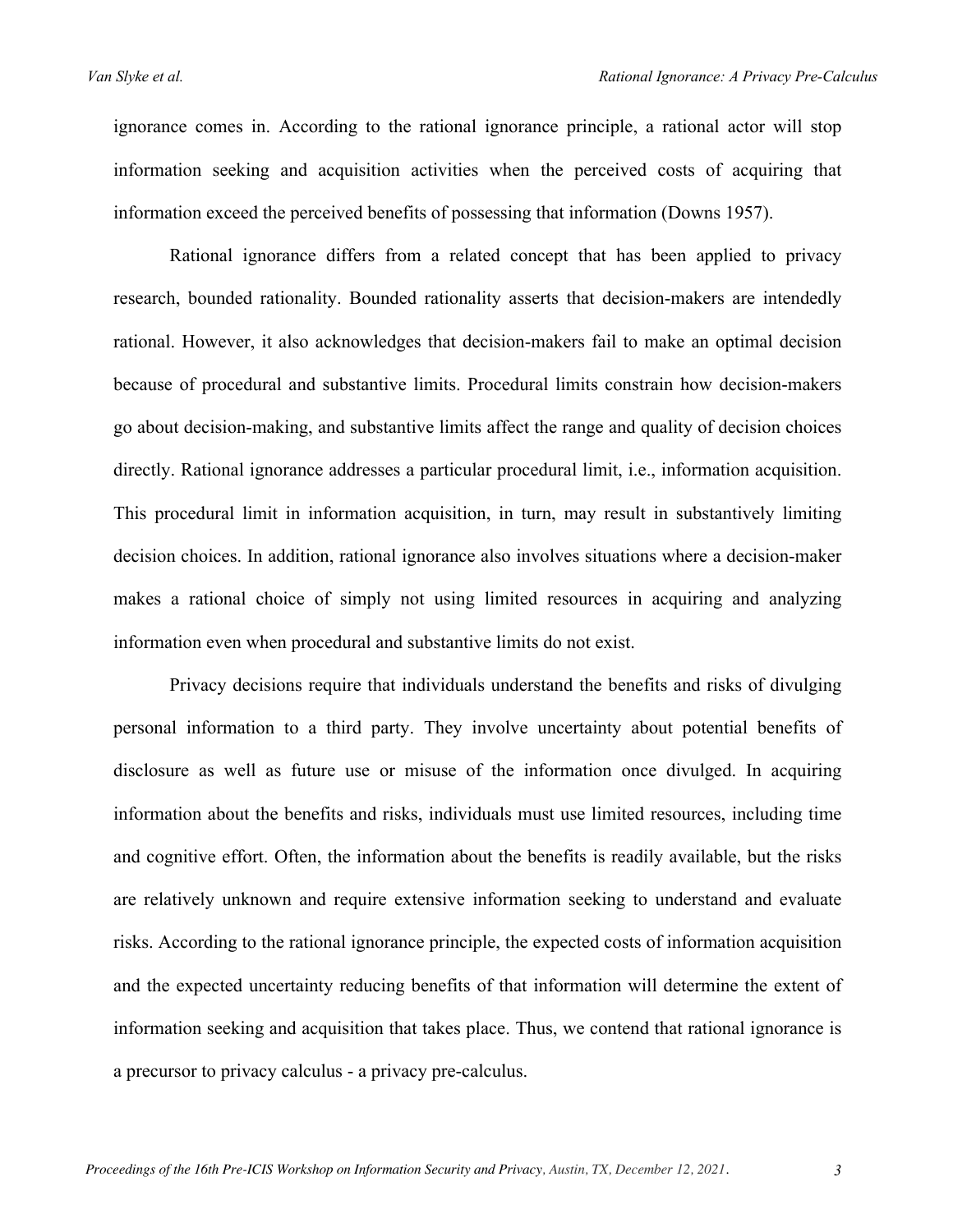ignorance comes in. According to the rational ignorance principle, a rational actor will stop information seeking and acquisition activities when the perceived costs of acquiring that information exceed the perceived benefits of possessing that information (Downs 1957).

Rational ignorance differs from a related concept that has been applied to privacy research, bounded rationality. Bounded rationality asserts that decision-makers are intendedly rational. However, it also acknowledges that decision-makers fail to make an optimal decision because of procedural and substantive limits. Procedural limits constrain how decision-makers go about decision-making, and substantive limits affect the range and quality of decision choices directly. Rational ignorance addresses a particular procedural limit, i.e., information acquisition. This procedural limit in information acquisition, in turn, may result in substantively limiting decision choices. In addition, rational ignorance also involves situations where a decision-maker makes a rational choice of simply not using limited resources in acquiring and analyzing information even when procedural and substantive limits do not exist.

Privacy decisions require that individuals understand the benefits and risks of divulging personal information to a third party. They involve uncertainty about potential benefits of disclosure as well as future use or misuse of the information once divulged. In acquiring information about the benefits and risks, individuals must use limited resources, including time and cognitive effort. Often, the information about the benefits is readily available, but the risks are relatively unknown and require extensive information seeking to understand and evaluate risks. According to the rational ignorance principle, the expected costs of information acquisition and the expected uncertainty reducing benefits of that information will determine the extent of information seeking and acquisition that takes place. Thus, we contend that rational ignorance is a precursor to privacy calculus - a privacy pre-calculus.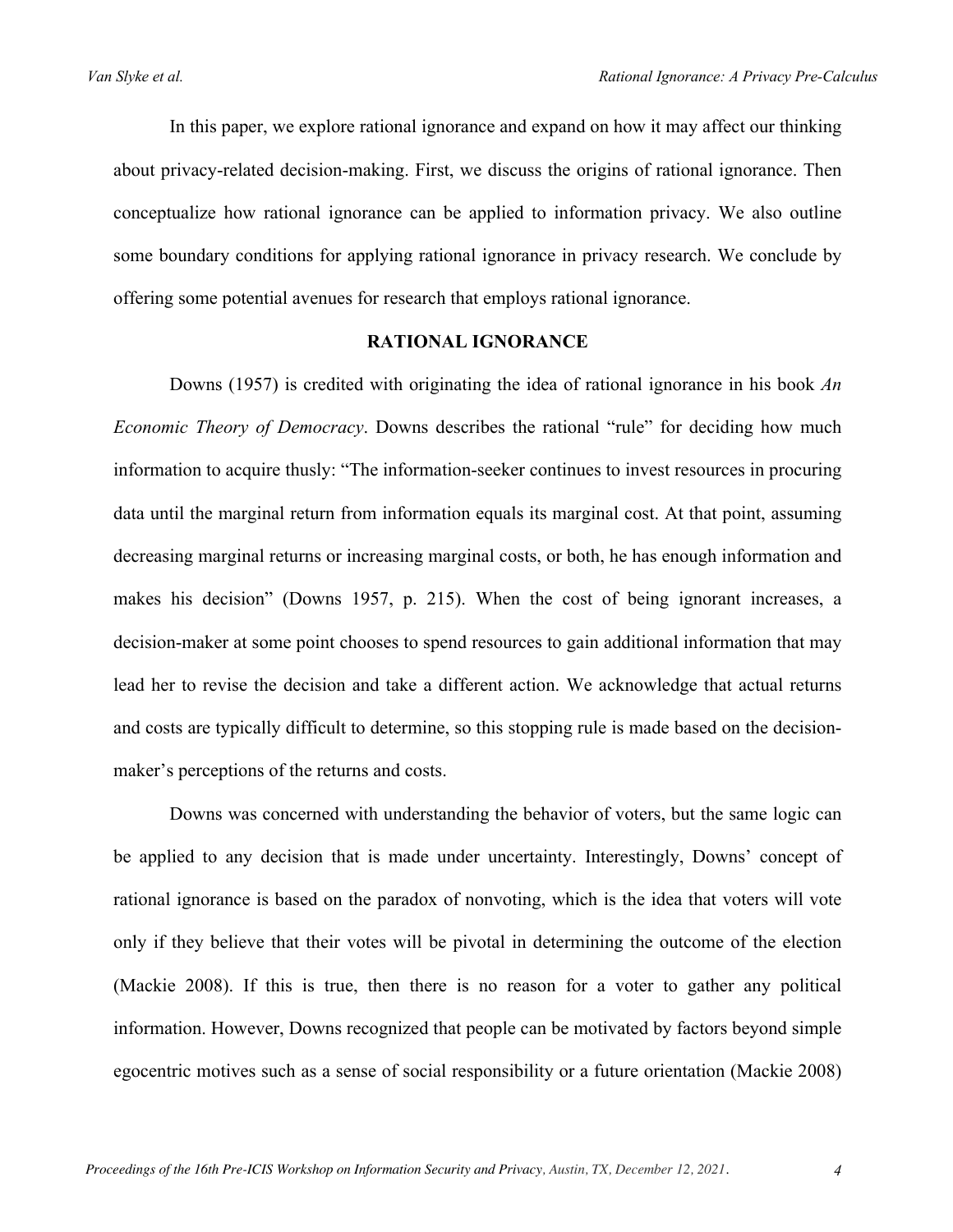In this paper, we explore rational ignorance and expand on how it may affect our thinking about privacy-related decision-making. First, we discuss the origins of rational ignorance. Then conceptualize how rational ignorance can be applied to information privacy. We also outline some boundary conditions for applying rational ignorance in privacy research. We conclude by offering some potential avenues for research that employs rational ignorance.

## RATIONAL IGNORANCE

Downs (1957) is credited with originating the idea of rational ignorance in his book *An Economic Theory of Democracy*. Downs describes the rational "rule" for deciding how much information to acquire thusly: "The information-seeker continues to invest resources in procuring data until the marginal return from information equals its marginal cost. At that point, assuming decreasing marginal returns or increasing marginal costs, or both, he has enough information and makes his decision" (Downs 1957, p. 215). When the cost of being ignorant increases, a decision-maker at some point chooses to spend resources to gain additional information that may lead her to revise the decision and take a different action. We acknowledge that actual returns and costs are typically difficult to determine, so this stopping rule is made based on the decision-maker's perceptions of the returns and costs.

Downs was concerned with understanding the behavior of voters, but the same logic can be applied to any decision that is made under uncertainty. Interestingly, Downs' concept of rational ignorance is based on the paradox of nonvoting, which is the idea that voters will vote only if they believe that their votes will be pivotal in determining the outcome of the election (Mackie 2008). If this is true, then there is no reason for a voter to gather any political information. However, Downs recognized that people can be motivated by factors beyond simple egocentric motives such as a sense of social responsibility or a future orientation (Mackie 2008)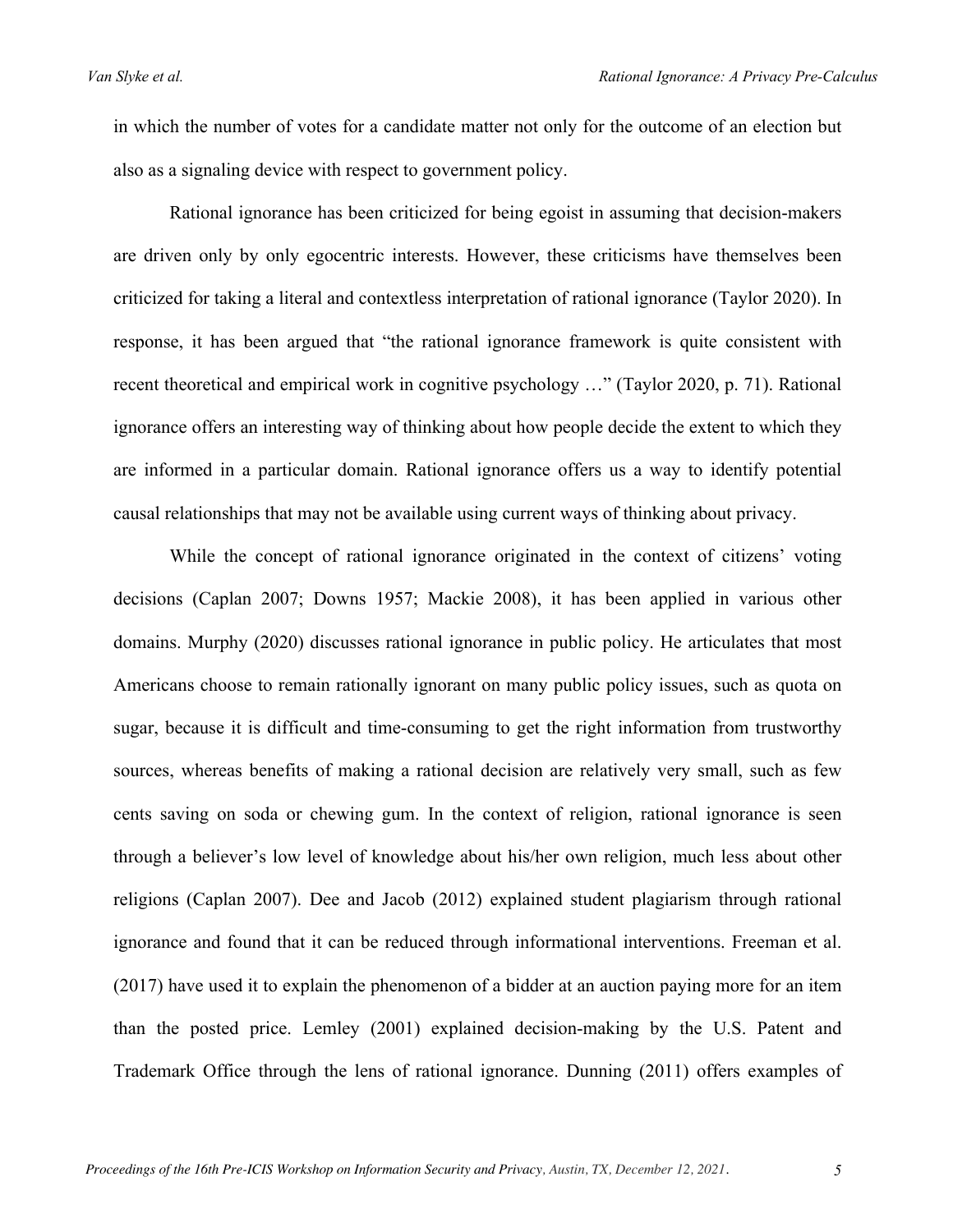in which the number of votes for a candidate matter not only for the outcome of an election but also as a signaling device with respect to government policy.

Rational ignorance has been criticized for being egoist in assuming that decision-makers are driven only by only egocentric interests. However, these criticisms have themselves been criticized for taking a literal and contextless interpretation of rational ignorance (Taylor 2020). In response, it has been argued that "the rational ignorance framework is quite consistent with recent theoretical and empirical work in cognitive psychology …" (Taylor 2020, p. 71). Rational ignorance offers an interesting way of thinking about how people decide the extent to which they are informed in a particular domain. Rational ignorance offers us a way to identify potential causal relationships that may not be available using current ways of thinking about privacy.

While the concept of rational ignorance originated in the context of citizens' voting decisions (Caplan 2007; Downs 1957; Mackie 2008), it has been applied in various other domains. Murphy (2020) discusses rational ignorance in public policy. He articulates that most Americans choose to remain rationally ignorant on many public policy issues, such as quota on sugar, because it is difficult and time-consuming to get the right information from trustworthy sources, whereas benefits of making a rational decision are relatively very small, such as few cents saving on soda or chewing gum. In the context of religion, rational ignorance is seen through a believer's low level of knowledge about his/her own religion, much less about other religions (Caplan 2007). Dee and Jacob (2012) explained student plagiarism through rational ignorance and found that it can be reduced through informational interventions. Freeman et al. (2017) have used it to explain the phenomenon of a bidder at an auction paying more for an item than the posted price. Lemley (2001) explained decision-making by the U.S. Patent and Trademark Office through the lens of rational ignorance. Dunning (2011) offers examples of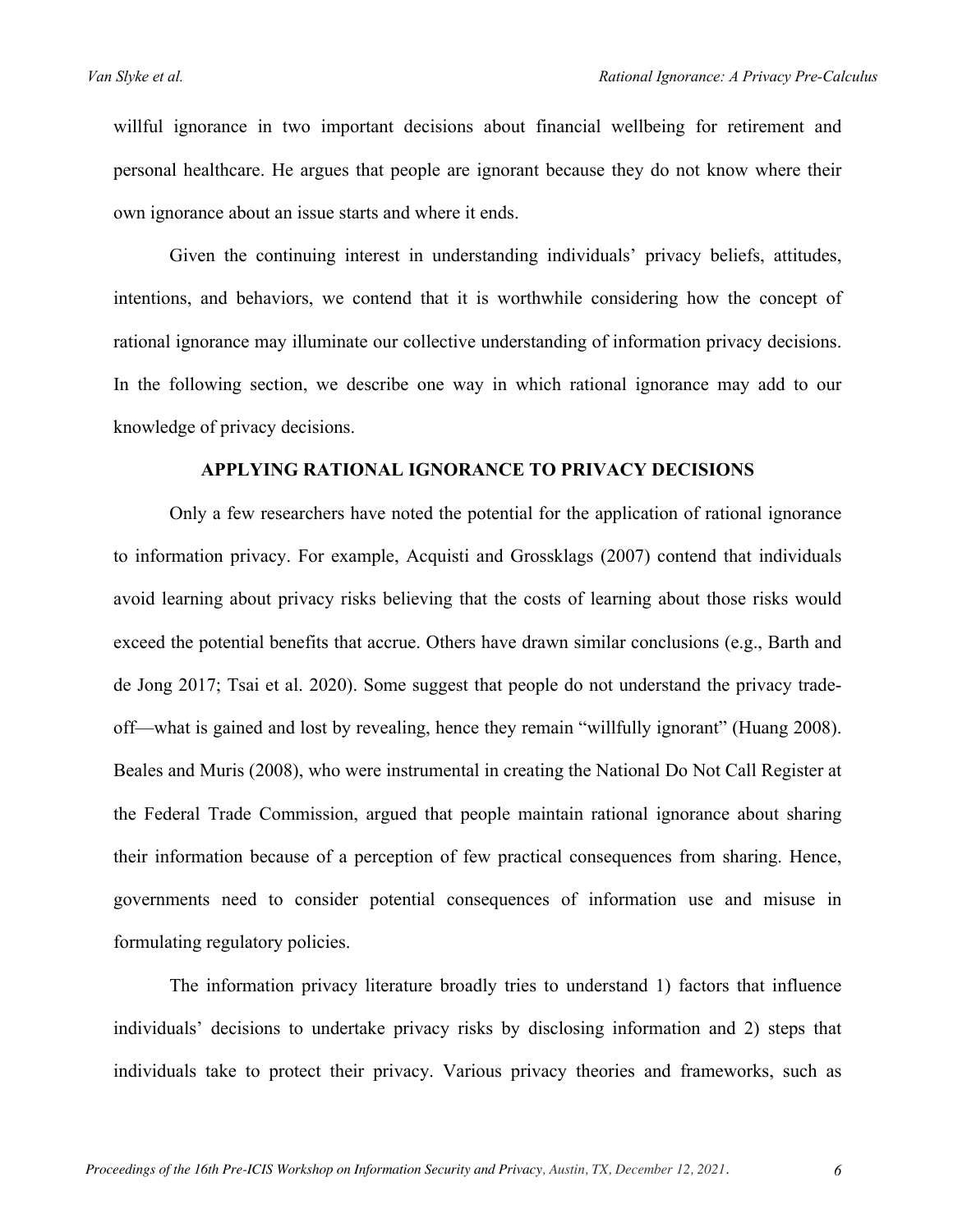willful ignorance in two important decisions about financial wellbeing for retirement and personal healthcare. He argues that people are ignorant because they do not know where their own ignorance about an issue starts and where it ends.

Given the continuing interest in understanding individuals' privacy beliefs, attitudes, intentions, and behaviors, we contend that it is worthwhile considering how the concept of rational ignorance may illuminate our collective understanding of information privacy decisions. In the following section, we describe one way in which rational ignorance may add to our knowledge of privacy decisions.

## APPLYING RATIONAL IGNORANCE TO PRIVACY DECISIONS

Only a few researchers have noted the potential for the application of rational ignorance to information privacy. For example, Acquisti and Grossklags (2007) contend that individuals avoid learning about privacy risks believing that the costs of learning about those risks would exceed the potential benefits that accrue. Others have drawn similar conclusions (e.g., Barth and de Jong 2017; Tsai et al. 2020). Some suggest that people do not understand the privacy trade-off—what is gained and lost by revealing, hence they remain "willfully ignorant" (Huang 2008). Beales and Muris (2008), who were instrumental in creating the National Do Not Call Register at the Federal Trade Commission, argued that people maintain rational ignorance about sharing their information because of a perception of few practical consequences from sharing. Hence, governments need to consider potential consequences of information use and misuse in formulating regulatory policies.

The information privacy literature broadly tries to understand 1) factors that influence individuals' decisions to undertake privacy risks by disclosing information and 2) steps that individuals take to protect their privacy. Various privacy theories and frameworks, such as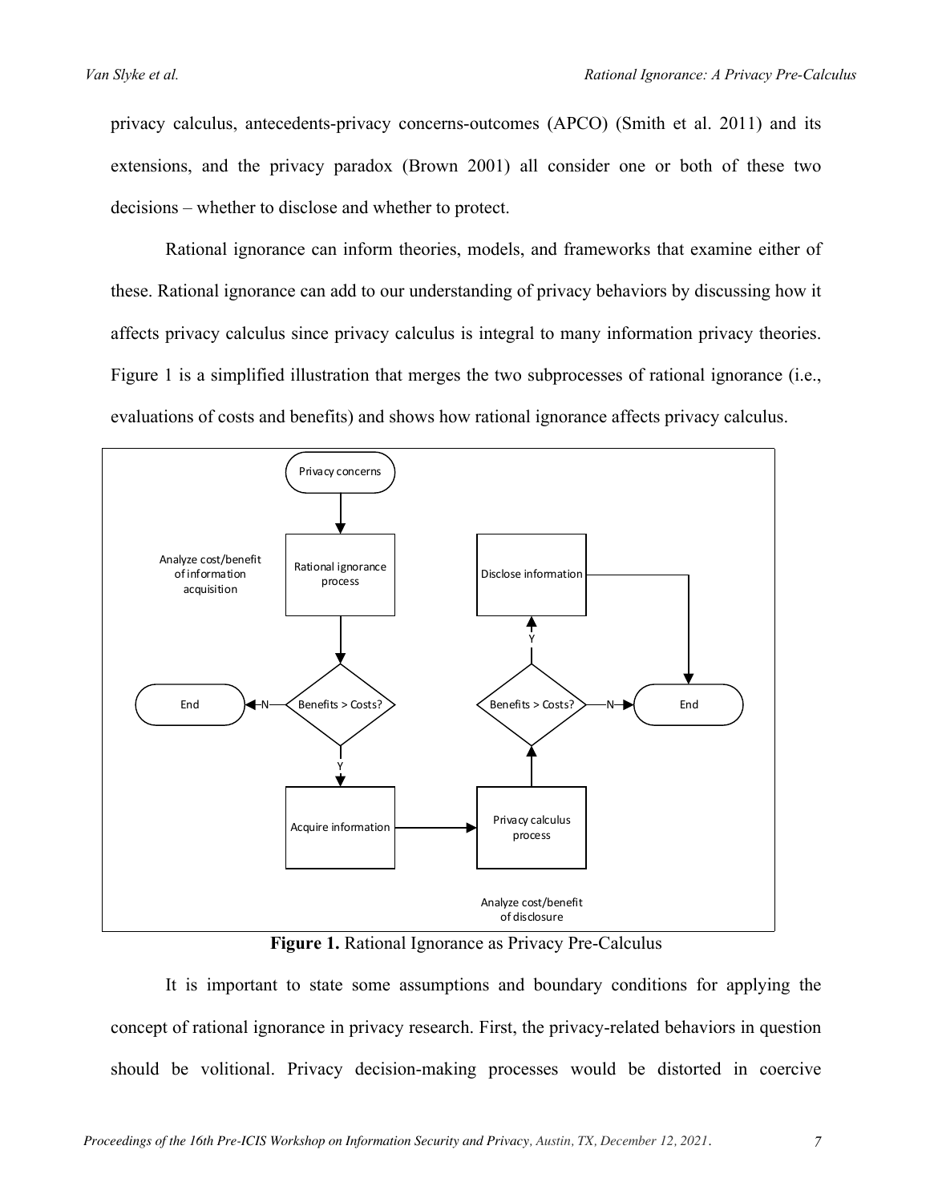privacy calculus, antecedents-privacy concerns-outcomes (APCO) (Smith et al. 2011) and its extensions, and the privacy paradox (Brown 2001) all consider one or both of these two decisions – whether to disclose and whether to protect.

Rational ignorance can inform theories, models, and frameworks that examine either of these. Rational ignorance can add to our understanding of privacy behaviors by discussing how it affects privacy calculus since privacy calculus is integral to many information privacy theories. Figure 1 is a simplified illustration that merges the two subprocesses of rational ignorance (i.e., evaluations of costs and benefits) and shows how rational ignorance affects privacy calculus.

**Figure 1.** Rational Ignorance as Privacy Pre-Calculus

It is important to state some assumptions and boundary conditions for applying the concept of rational ignorance in privacy research. First, the privacy-related behaviors in question should be volitional. Privacy decision-making processes would be distorted in coercive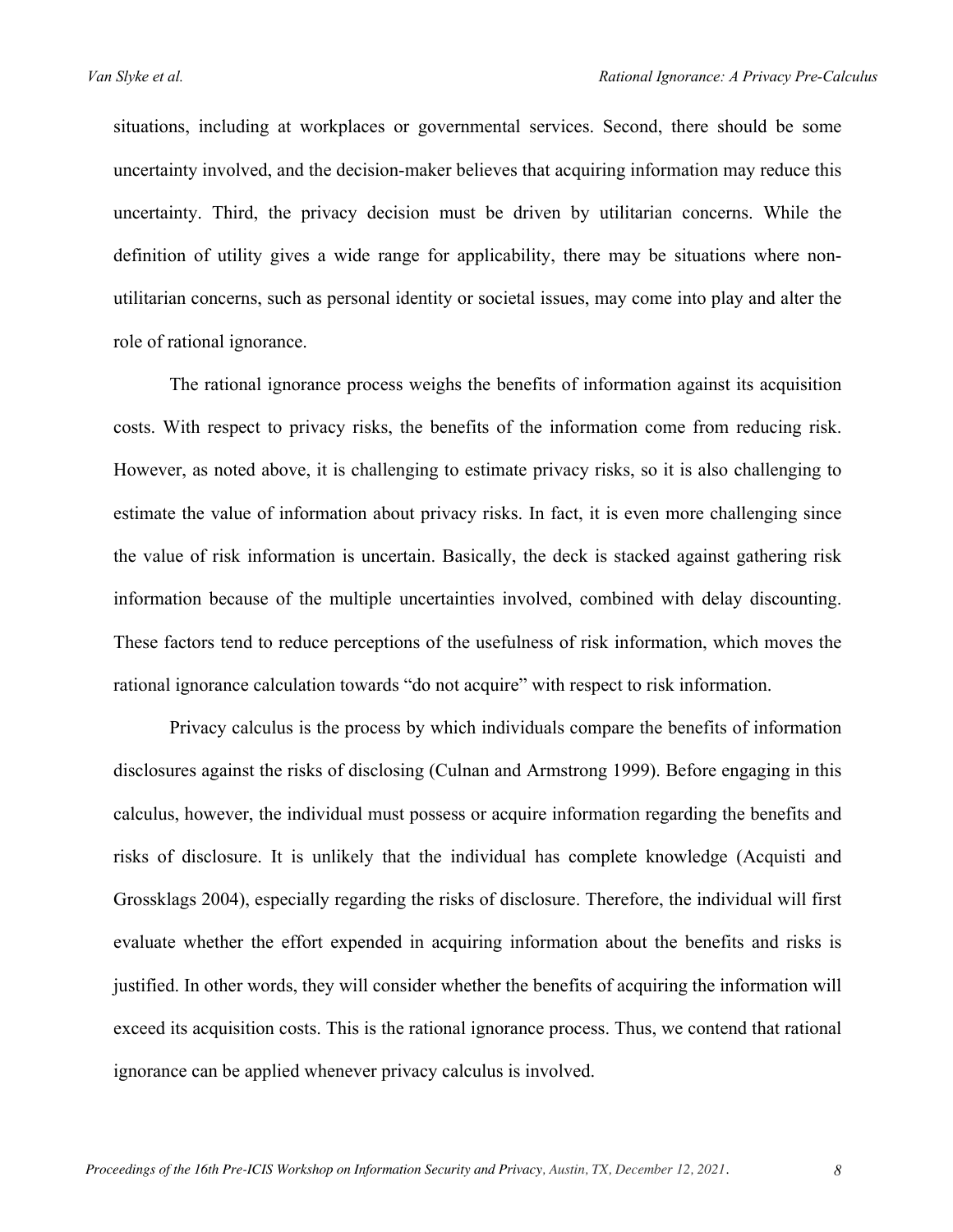situations, including at workplaces or governmental services. Second, there should be some uncertainty involved, and the decision-maker believes that acquiring information may reduce this uncertainty. Third, the privacy decision must be driven by utilitarian concerns. While the definition of utility gives a wide range for applicability, there may be situations where non-utilitarian concerns, such as personal identity or societal issues, may come into play and alter the role of rational ignorance.

The rational ignorance process weighs the benefits of information against its acquisition costs. With respect to privacy risks, the benefits of the information come from reducing risk. However, as noted above, it is challenging to estimate privacy risks, so it is also challenging to estimate the value of information about privacy risks. In fact, it is even more challenging since the value of risk information is uncertain. Basically, the deck is stacked against gathering risk information because of the multiple uncertainties involved, combined with delay discounting. These factors tend to reduce perceptions of the usefulness of risk information, which moves the rational ignorance calculation towards "do not acquire" with respect to risk information.

Privacy calculus is the process by which individuals compare the benefits of information disclosures against the risks of disclosing (Culnan and Armstrong 1999). Before engaging in this calculus, however, the individual must possess or acquire information regarding the benefits and risks of disclosure. It is unlikely that the individual has complete knowledge (Acquisti and Grossklags 2004), especially regarding the risks of disclosure. Therefore, the individual will first evaluate whether the effort expended in acquiring information about the benefits and risks is justified. In other words, they will consider whether the benefits of acquiring the information will exceed its acquisition costs. This is the rational ignorance process. Thus, we contend that rational ignorance can be applied whenever privacy calculus is involved.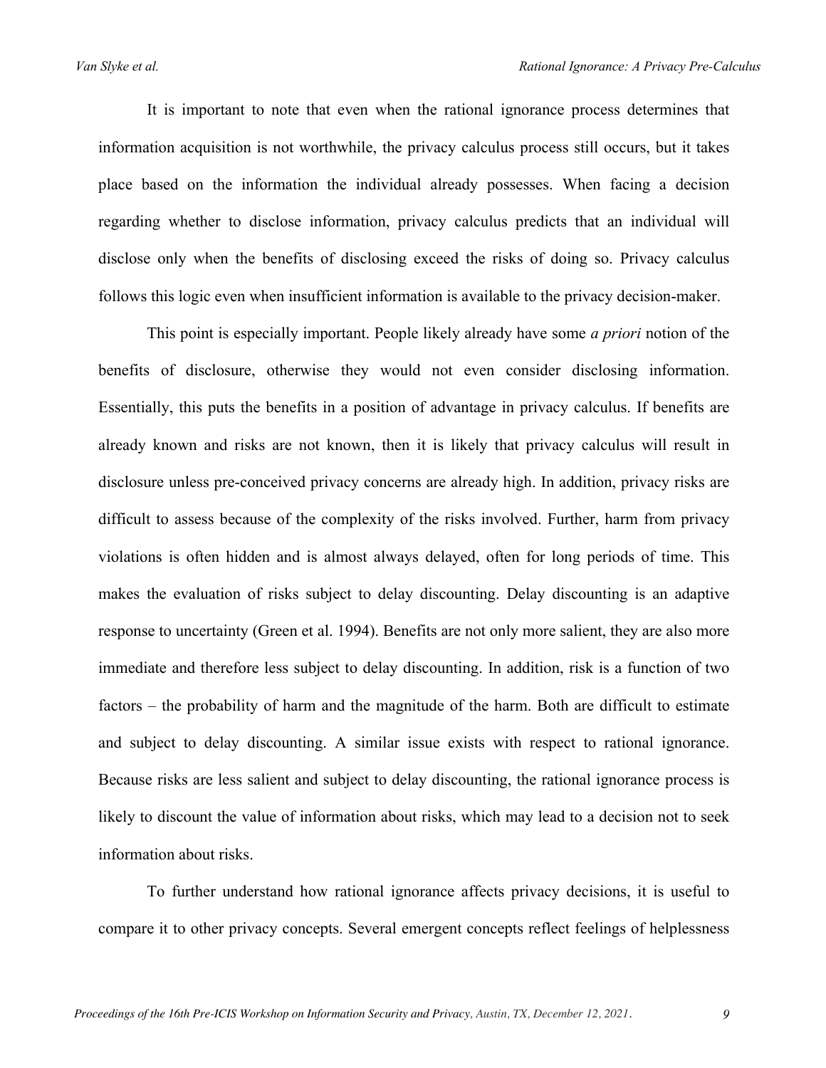It is important to note that even when the rational ignorance process determines that information acquisition is not worthwhile, the privacy calculus process still occurs, but it takes place based on the information the individual already possesses. When facing a decision regarding whether to disclose information, privacy calculus predicts that an individual will disclose only when the benefits of disclosing exceed the risks of doing so. Privacy calculus follows this logic even when insufficient information is available to the privacy decision-maker.

This point is especially important. People likely already have some *a priori* notion of the benefits of disclosure, otherwise they would not even consider disclosing information. Essentially, this puts the benefits in a position of advantage in privacy calculus. If benefits are already known and risks are not known, then it is likely that privacy calculus will result in disclosure unless pre-conceived privacy concerns are already high. In addition, privacy risks are difficult to assess because of the complexity of the risks involved. Further, harm from privacy violations is often hidden and is almost always delayed, often for long periods of time. This makes the evaluation of risks subject to delay discounting. Delay discounting is an adaptive response to uncertainty (Green et al. 1994). Benefits are not only more salient, they are also more immediate and therefore less subject to delay discounting. In addition, risk is a function of two factors – the probability of harm and the magnitude of the harm. Both are difficult to estimate and subject to delay discounting. A similar issue exists with respect to rational ignorance. Because risks are less salient and subject to delay discounting, the rational ignorance process is likely to discount the value of information about risks, which may lead to a decision not to seek information about risks.

To further understand how rational ignorance affects privacy decisions, it is useful to compare it to other privacy concepts. Several emergent concepts reflect feelings of helplessness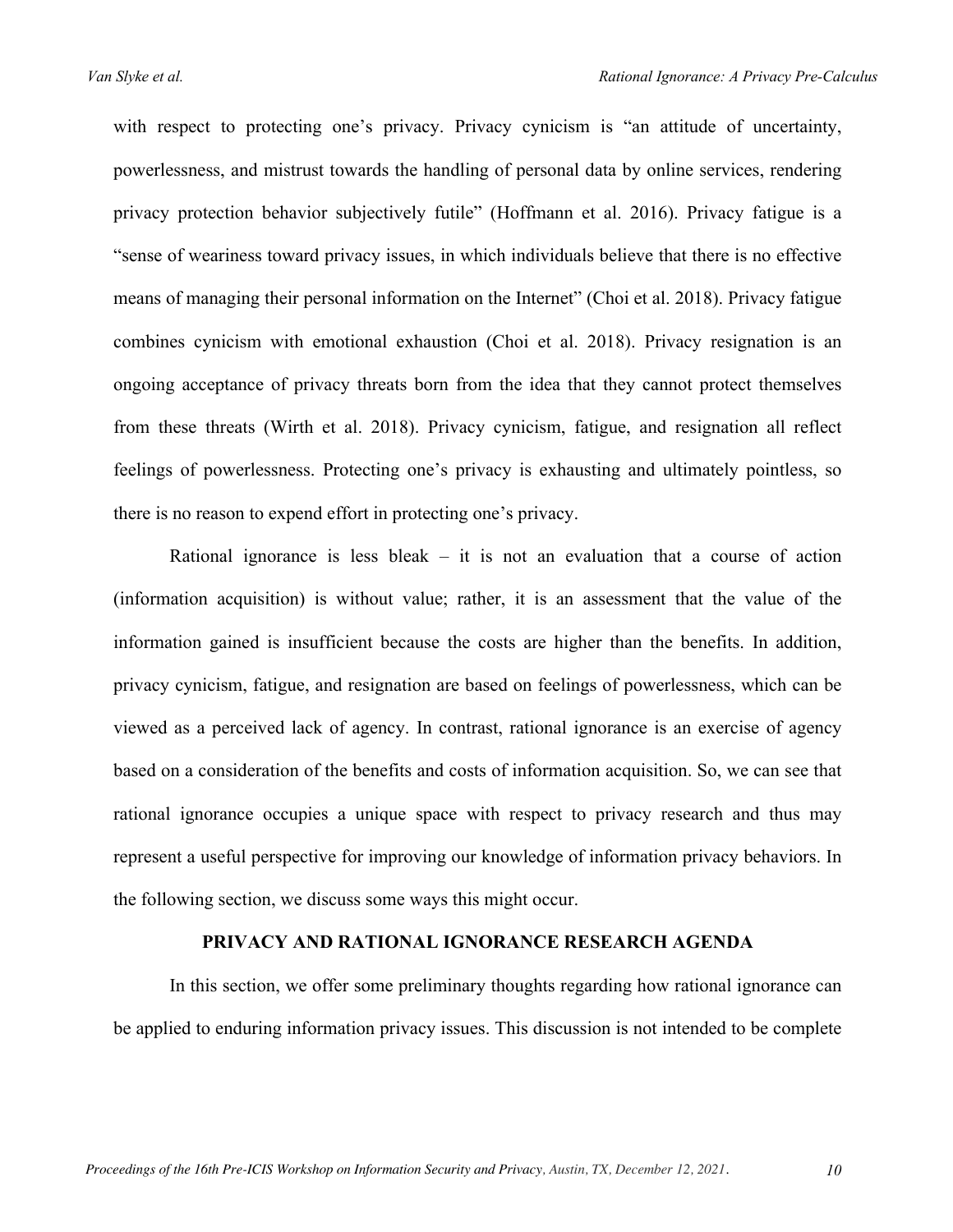with respect to protecting one's privacy. Privacy cynicism is "an attitude of uncertainty, powerlessness, and mistrust towards the handling of personal data by online services, rendering privacy protection behavior subjectively futile" (Hoffmann et al. 2016). Privacy fatigue is a "sense of weariness toward privacy issues, in which individuals believe that there is no effective means of managing their personal information on the Internet" (Choi et al. 2018). Privacy fatigue combines cynicism with emotional exhaustion (Choi et al. 2018). Privacy resignation is an ongoing acceptance of privacy threats born from the idea that they cannot protect themselves from these threats (Wirth et al. 2018). Privacy cynicism, fatigue, and resignation all reflect feelings of powerlessness. Protecting one's privacy is exhausting and ultimately pointless, so there is no reason to expend effort in protecting one's privacy.

Rational ignorance is less bleak – it is not an evaluation that a course of action (information acquisition) is without value; rather, it is an assessment that the value of the information gained is insufficient because the costs are higher than the benefits. In addition, privacy cynicism, fatigue, and resignation are based on feelings of powerlessness, which can be viewed as a perceived lack of agency. In contrast, rational ignorance is an exercise of agency based on a consideration of the benefits and costs of information acquisition. So, we can see that rational ignorance occupies a unique space with respect to privacy research and thus may represent a useful perspective for improving our knowledge of information privacy behaviors. In the following section, we discuss some ways this might occur.

## PRIVACY AND RATIONAL IGNORANCE RESEARCH AGENDA

In this section, we offer some preliminary thoughts regarding how rational ignorance can be applied to enduring information privacy issues. This discussion is not intended to be complete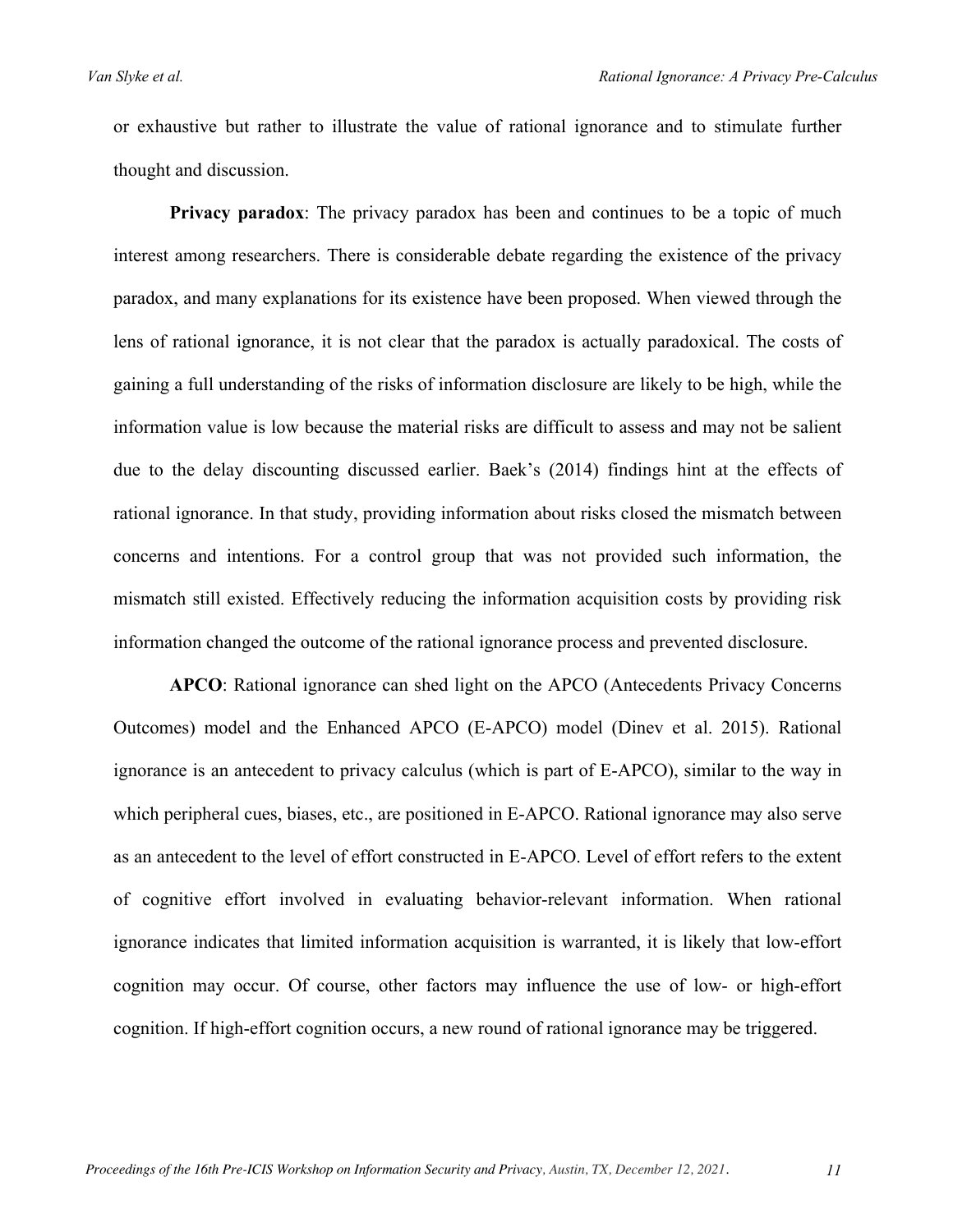or exhaustive but rather to illustrate the value of rational ignorance and to stimulate further thought and discussion.

**Privacy paradox**: The privacy paradox has been and continues to be a topic of much interest among researchers. There is considerable debate regarding the existence of the privacy paradox, and many explanations for its existence have been proposed. When viewed through the lens of rational ignorance, it is not clear that the paradox is actually paradoxical. The costs of gaining a full understanding of the risks of information disclosure are likely to be high, while the information value is low because the material risks are difficult to assess and may not be salient due to the delay discounting discussed earlier. Baek's (2014) findings hint at the effects of rational ignorance. In that study, providing information about risks closed the mismatch between concerns and intentions. For a control group that was not provided such information, the mismatch still existed. Effectively reducing the information acquisition costs by providing risk information changed the outcome of the rational ignorance process and prevented disclosure.

**APCO**: Rational ignorance can shed light on the APCO (Antecedents Privacy Concerns Outcomes) model and the Enhanced APCO (E-APCO) model (Dinev et al. 2015). Rational ignorance is an antecedent to privacy calculus (which is part of E-APCO), similar to the way in which peripheral cues, biases, etc., are positioned in E-APCO. Rational ignorance may also serve as an antecedent to the level of effort constructed in E-APCO. Level of effort refers to the extent of cognitive effort involved in evaluating behavior-relevant information. When rational ignorance indicates that limited information acquisition is warranted, it is likely that low-effort cognition may occur. Of course, other factors may influence the use of low- or high-effort cognition. If high-effort cognition occurs, a new round of rational ignorance may be triggered.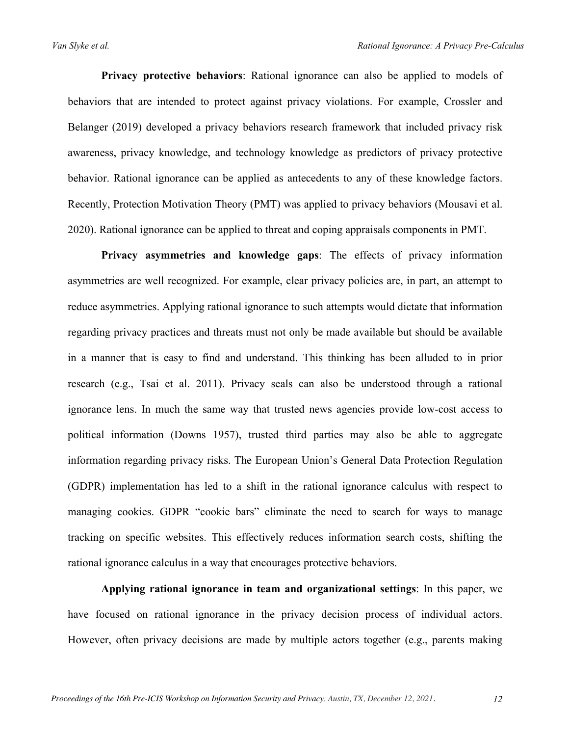**Privacy protective behaviors**: Rational ignorance can also be applied to models of behaviors that are intended to protect against privacy violations. For example, Crossler and Belanger (2019) developed a privacy behaviors research framework that included privacy risk awareness, privacy knowledge, and technology knowledge as predictors of privacy protective behavior. Rational ignorance can be applied as antecedents to any of these knowledge factors. Recently, Protection Motivation Theory (PMT) was applied to privacy behaviors (Mousavi et al. 2020). Rational ignorance can be applied to threat and coping appraisals components in PMT.

**Privacy asymmetries and knowledge gaps**: The effects of privacy information asymmetries are well recognized. For example, clear privacy policies are, in part, an attempt to reduce asymmetries. Applying rational ignorance to such attempts would dictate that information regarding privacy practices and threats must not only be made available but should be available in a manner that is easy to find and understand. This thinking has been alluded to in prior research (e.g., Tsai et al. 2011). Privacy seals can also be understood through a rational ignorance lens. In much the same way that trusted news agencies provide low-cost access to political information (Downs 1957), trusted third parties may also be able to aggregate information regarding privacy risks. The European Union's General Data Protection Regulation (GDPR) implementation has led to a shift in the rational ignorance calculus with respect to managing cookies. GDPR "cookie bars" eliminate the need to search for ways to manage tracking on specific websites. This effectively reduces information search costs, shifting the rational ignorance calculus in a way that encourages protective behaviors.

**Applying rational ignorance in team and organizational settings**: In this paper, we have focused on rational ignorance in the privacy decision process of individual actors. However, often privacy decisions are made by multiple actors together (e.g., parents making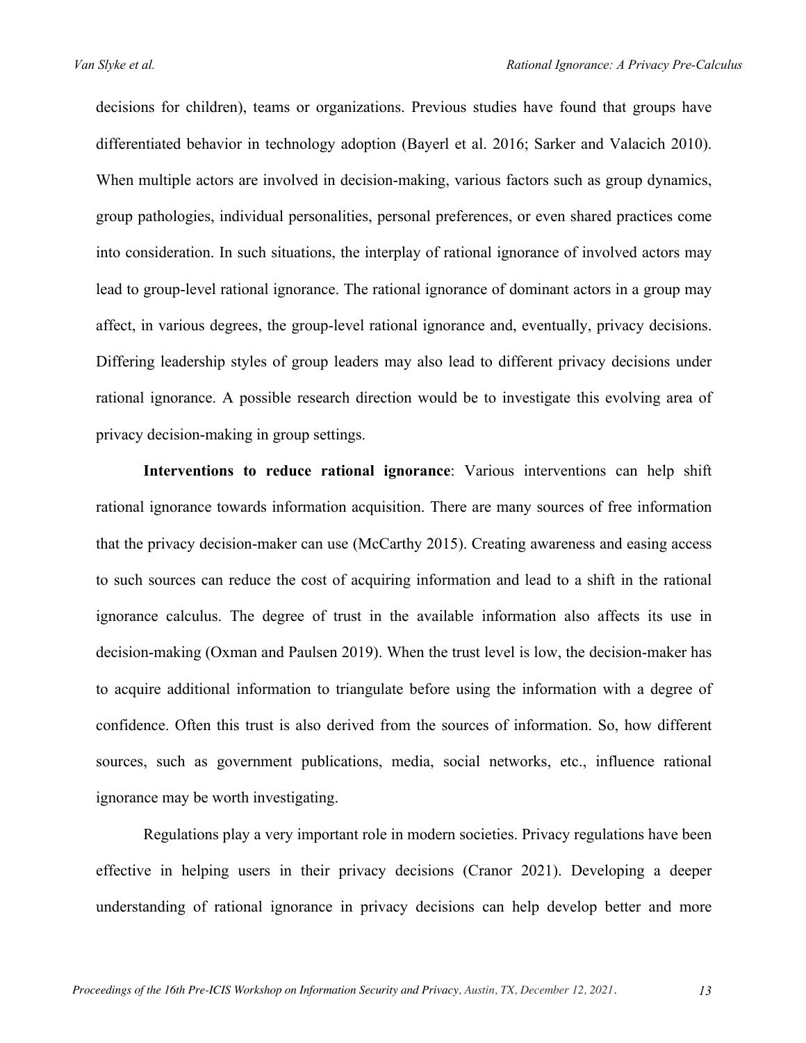decisions for children), teams or organizations. Previous studies have found that groups have differentiated behavior in technology adoption (Bayerl et al. 2016; Sarker and Valacich 2010). When multiple actors are involved in decision-making, various factors such as group dynamics, group pathologies, individual personalities, personal preferences, or even shared practices come into consideration. In such situations, the interplay of rational ignorance of involved actors may lead to group-level rational ignorance. The rational ignorance of dominant actors in a group may affect, in various degrees, the group-level rational ignorance and, eventually, privacy decisions. Differing leadership styles of group leaders may also lead to different privacy decisions under rational ignorance. A possible research direction would be to investigate this evolving area of privacy decision-making in group settings.

**Interventions to reduce rational ignorance**: Various interventions can help shift rational ignorance towards information acquisition. There are many sources of free information that the privacy decision-maker can use (McCarthy 2015). Creating awareness and easing access to such sources can reduce the cost of acquiring information and lead to a shift in the rational ignorance calculus. The degree of trust in the available information also affects its use in decision-making (Oxman and Paulsen 2019). When the trust level is low, the decision-maker has to acquire additional information to triangulate before using the information with a degree of confidence. Often this trust is also derived from the sources of information. So, how different sources, such as government publications, media, social networks, etc., influence rational ignorance may be worth investigating.

Regulations play a very important role in modern societies. Privacy regulations have been effective in helping users in their privacy decisions (Cranor 2021). Developing a deeper understanding of rational ignorance in privacy decisions can help develop better and more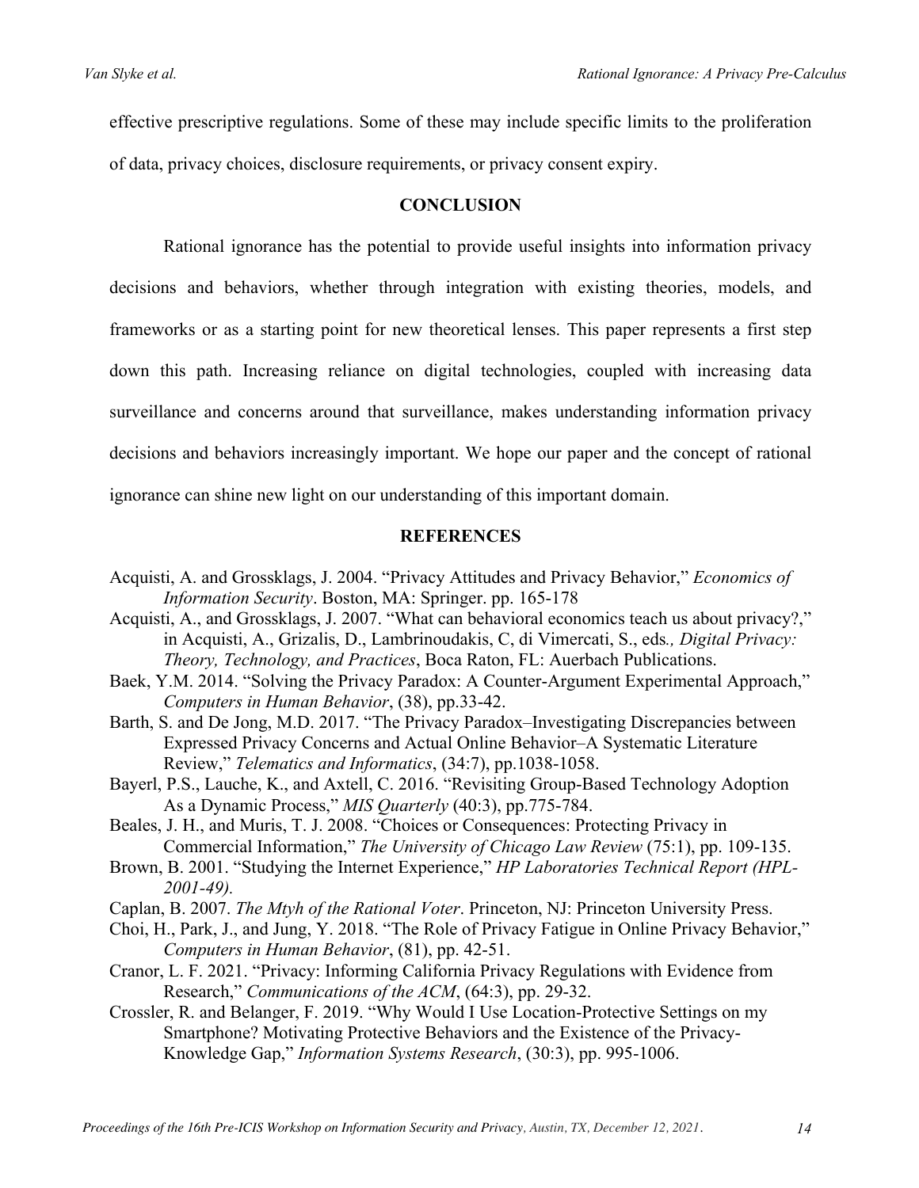effective prescriptive regulations. Some of these may include specific limits to the proliferation of data, privacy choices, disclosure requirements, or privacy consent expiry.

## CONCLUSION

Rational ignorance has the potential to provide useful insights into information privacy decisions and behaviors, whether through integration with existing theories, models, and frameworks or as a starting point for new theoretical lenses. This paper represents a first step down this path. Increasing reliance on digital technologies, coupled with increasing data surveillance and concerns around that surveillance, makes understanding information privacy decisions and behaviors increasingly important. We hope our paper and the concept of rational ignorance can shine new light on our understanding of this important domain.

## REFERENCES

Acquisti, A. and Grossklags, J. 2004. "Privacy Attitudes and Privacy Behavior," *Economics of Information Security*. Boston, MA: Springer. pp. 165-178

Acquisti, A., and Grossklags, J. 2007. "What can behavioral economics teach us about privacy?," in Acquisti, A., Grizalis, D., Lambrinoudakis, C, di Vimercati, S., eds*., Digital Privacy: Theory, Technology, and Practices*, Boca Raton, FL: Auerbach Publications.

Baek, Y.M. 2014. "Solving the Privacy Paradox: A Counter-Argument Experimental Approach," *Computers in Human Behavior*, (38), pp.33-42.

Barth, S. and De Jong, M.D. 2017. "The Privacy Paradox–Investigating Discrepancies between Expressed Privacy Concerns and Actual Online Behavior–A Systematic Literature Review," *Telematics and Informatics*, (34:7), pp.1038-1058.

Bayerl, P.S., Lauche, K., and Axtell, C. 2016. "Revisiting Group-Based Technology Adoption As a Dynamic Process," *MIS Quarterly* (40:3), pp.775-784.

Beales, J. H., and Muris, T. J. 2008. "Choices or Consequences: Protecting Privacy in Commercial Information," *The University of Chicago Law Review* (75:1), pp. 109-135.

Brown, B. 2001. "Studying the Internet Experience," *HP Laboratories Technical Report (HPL-2001-49).*

Caplan, B. 2007. *The Mtyh of the Rational Voter*. Princeton, NJ: Princeton University Press.

Choi, H., Park, J., and Jung, Y. 2018. "The Role of Privacy Fatigue in Online Privacy Behavior," *Computers in Human Behavior*, (81), pp. 42-51.

Cranor, L. F. 2021. "Privacy: Informing California Privacy Regulations with Evidence from Research," *Communications of the ACM*, (64:3), pp. 29-32.

Crossler, R. and Belanger, F. 2019. "Why Would I Use Location-Protective Settings on my Smartphone? Motivating Protective Behaviors and the Existence of the Privacy-Knowledge Gap," *Information Systems Research*, (30:3), pp. 995-1006.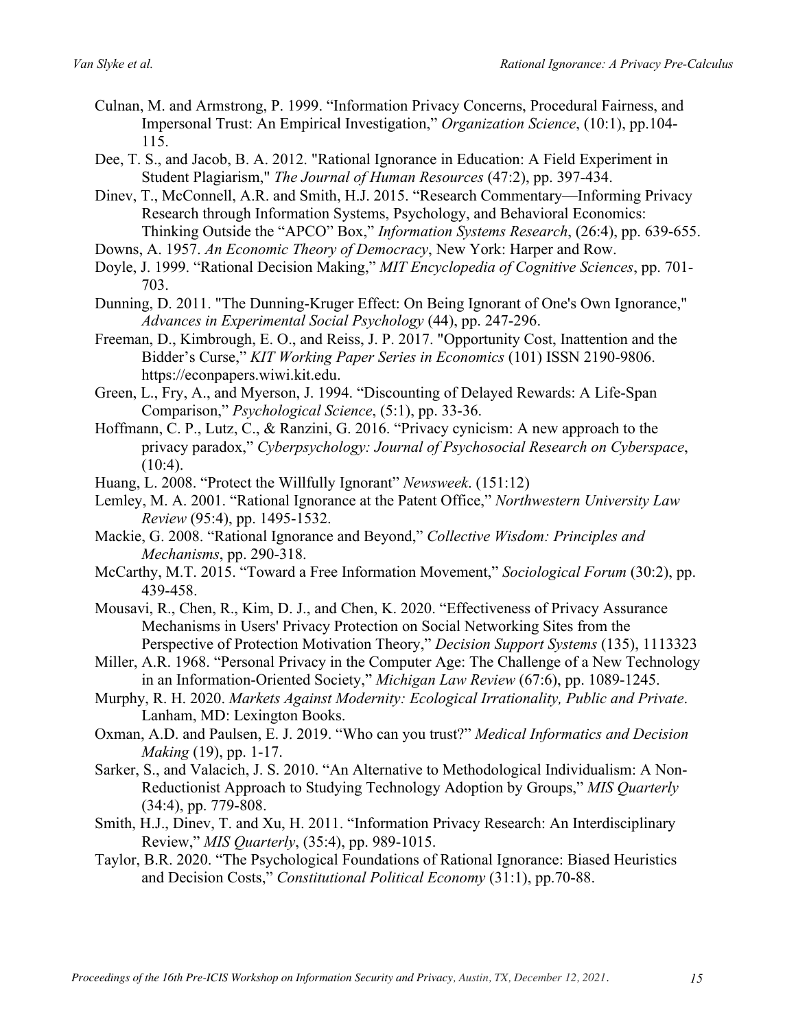Culnan, M. and Armstrong, P. 1999. “Information Privacy Concerns, Procedural Fairness, and Impersonal Trust: An Empirical Investigation,” *Organization Science*, (10:1), pp.104-115.

Dee, T. S., and Jacob, B. A. 2012. "Rational Ignorance in Education: A Field Experiment in Student Plagiarism," *The Journal of Human Resources* (47:2), pp. 397-434.

Dinev, T., McConnell, A.R. and Smith, H.J. 2015. “Research Commentary—Informing Privacy Research through Information Systems, Psychology, and Behavioral Economics: Thinking Outside the “APCO” Box,” *Information Systems Research*, (26:4), pp. 639-655.

Downs, A. 1957. *An Economic Theory of Democracy*, New York: Harper and Row.

Doyle, J. 1999. “Rational Decision Making,” *MIT Encyclopedia of Cognitive Sciences*, pp. 701-703.

Dunning, D. 2011. "The Dunning-Kruger Effect: On Being Ignorant of One's Own Ignorance," *Advances in Experimental Social Psychology* (44), pp. 247-296.

Freeman, D., Kimbrough, E. O., and Reiss, J. P. 2017. "Opportunity Cost, Inattention and the Bidder’s Curse,” *KIT Working Paper Series in Economics* (101) ISSN 2190-9806. https://econpapers.wiwi.kit.edu.

Green, L., Fry, A., and Myerson, J. 1994. “Discounting of Delayed Rewards: A Life-Span Comparison,” *Psychological Science*, (5:1), pp. 33-36.

Hoffmann, C. P., Lutz, C., & Ranzini, G. 2016. “Privacy cynicism: A new approach to the privacy paradox,” *Cyberpsychology: Journal of Psychosocial Research on Cyberspace*, (10:4).

Huang, L. 2008. “Protect the Willfully Ignorant” *Newsweek*. (151:12)

Lemley, M. A. 2001. “Rational Ignorance at the Patent Office,” *Northwestern University Law Review* (95:4), pp. 1495-1532.

Mackie, G. 2008. “Rational Ignorance and Beyond,” *Collective Wisdom: Principles and Mechanisms*, pp. 290-318.

McCarthy, M.T. 2015. “Toward a Free Information Movement,” *Sociological Forum* (30:2), pp. 439-458.

Mousavi, R., Chen, R., Kim, D. J., and Chen, K. 2020. “Effectiveness of Privacy Assurance Mechanisms in Users' Privacy Protection on Social Networking Sites from the Perspective of Protection Motivation Theory,” *Decision Support Systems* (135), 1113323

Miller, A.R. 1968. “Personal Privacy in the Computer Age: The Challenge of a New Technology in an Information-Oriented Society,” *Michigan Law Review* (67:6), pp. 1089-1245.

Murphy, R. H. 2020. *Markets Against Modernity: Ecological Irrationality, Public and Private*. Lanham, MD: Lexington Books.

Oxman, A.D. and Paulsen, E. J. 2019. “Who can you trust?” *Medical Informatics and Decision Making* (19), pp. 1-17.

Sarker, S., and Valacich, J. S. 2010. “An Alternative to Methodological Individualism: A Non-Reductionist Approach to Studying Technology Adoption by Groups,” *MIS Quarterly* (34:4), pp. 779-808.

Smith, H.J., Dinev, T. and Xu, H. 2011. “Information Privacy Research: An Interdisciplinary Review,” *MIS Quarterly*, (35:4), pp. 989-1015.

Taylor, B.R. 2020. “The Psychological Foundations of Rational Ignorance: Biased Heuristics and Decision Costs,” *Constitutional Political Economy* (31:1), pp.70-88.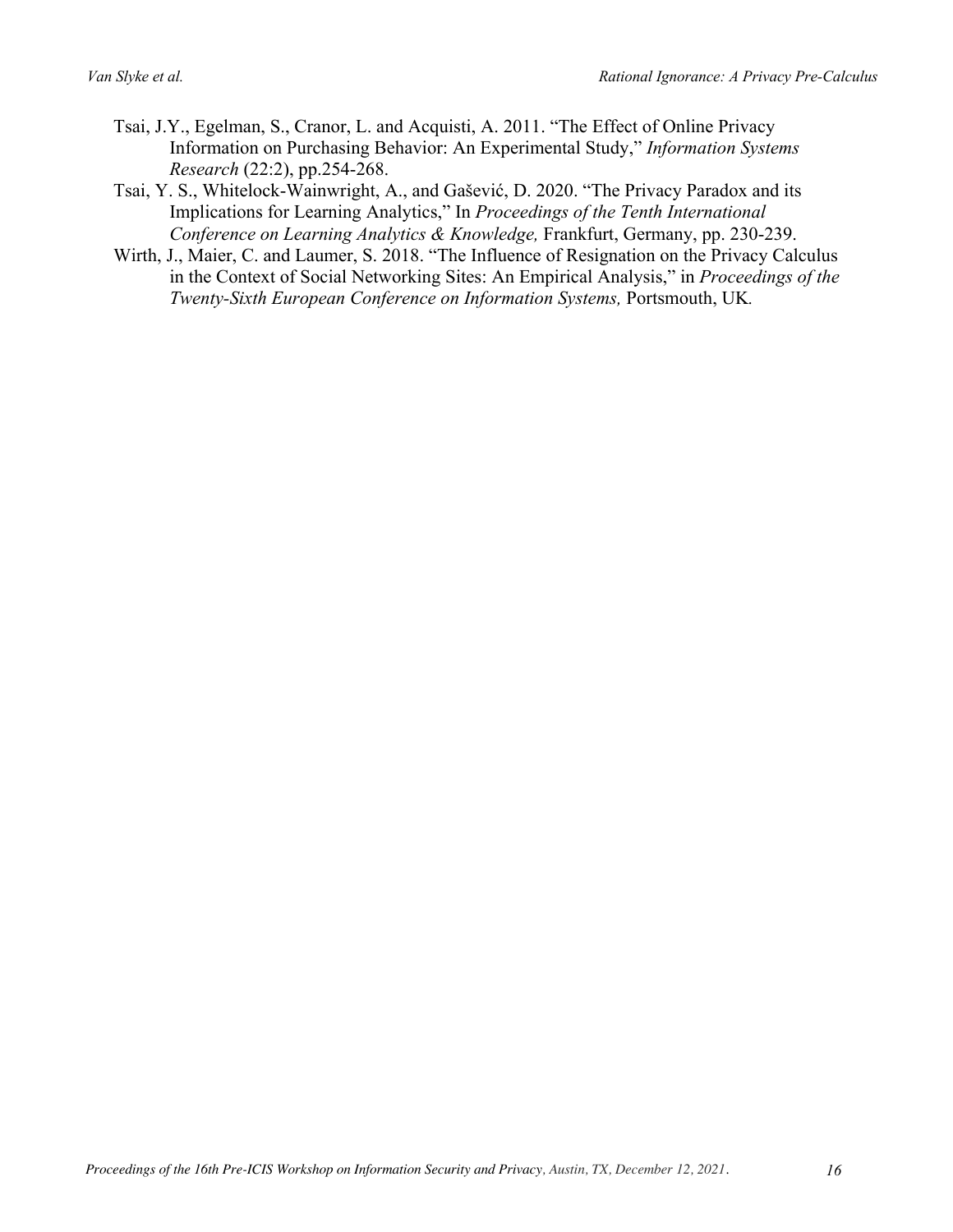Tsai, J.Y., Egelman, S., Cranor, L. and Acquisti, A. 2011. "The Effect of Online Privacy Information on Purchasing Behavior: An Experimental Study," *Information Systems Research* (22:2), pp.254-268.

Tsai, Y. S., Whitelock-Wainwright, A., and Gašević, D. 2020. "The Privacy Paradox and its Implications for Learning Analytics," In *Proceedings of the Tenth International Conference on Learning Analytics & Knowledge,* Frankfurt, Germany, pp. 230-239.

Wirth, J., Maier, C. and Laumer, S. 2018. "The Influence of Resignation on the Privacy Calculus in the Context of Social Networking Sites: An Empirical Analysis," in *Proceedings of the Twenty-Sixth European Conference on Information Systems,* Portsmouth, UK.